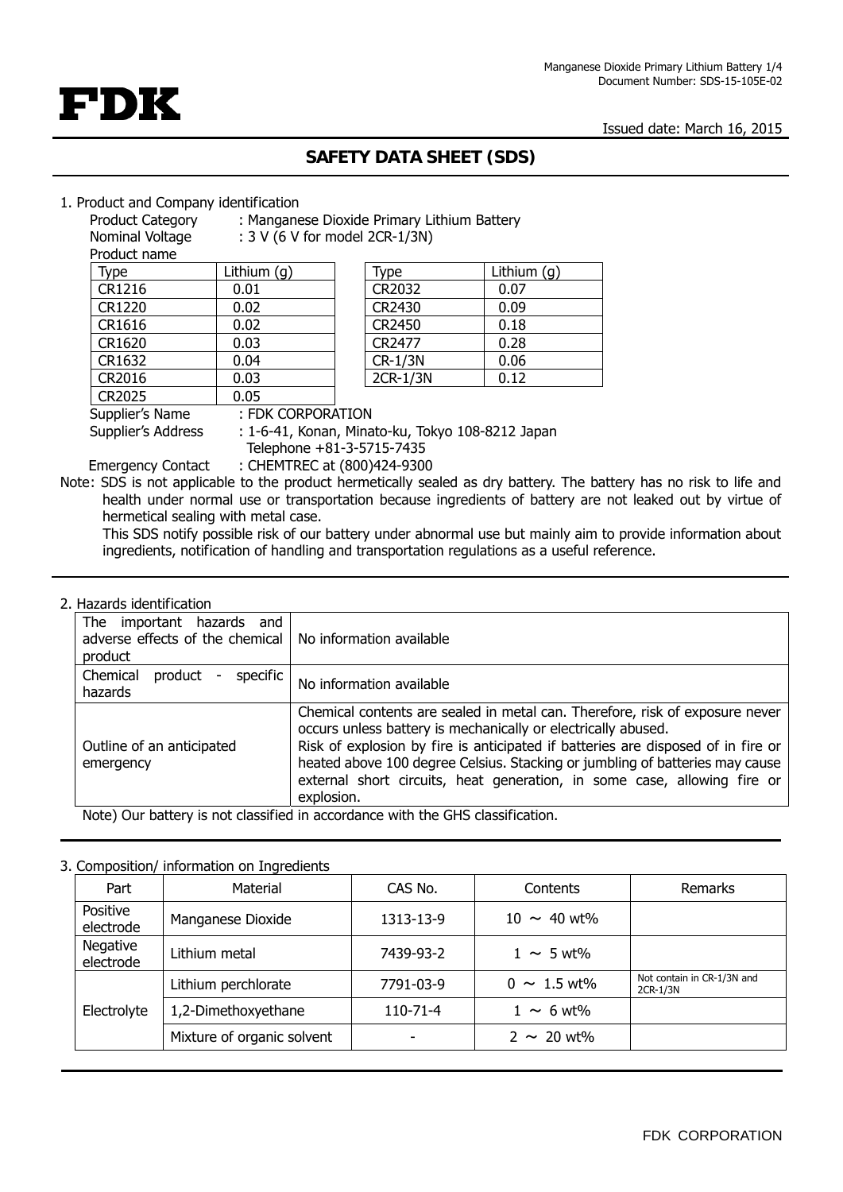FDK

Issued date: March 16, 2015

# SAFETY DATA SHEET (SDS)

## 1. Product and Company identification

Product Category : Manganese Dioxide Primary Lithium Battery
Nominal Voltage : 3 V (6 V for model 2CR-1/3N)
Product name

| Type | Lithium (g) | | Type | Lithium (g) |
|---|---|---|---|---|
| CR1216 | 0.01 | | CR2032 | 0.07 |
| CR1220 | 0.02 | | CR2430 | 0.09 |
| CR1616 | 0.02 | | CR2450 | 0.18 |
| CR1620 | 0.03 | | CR2477 | 0.28 |
| CR1632 | 0.04 | | CR-1/3N | 0.06 |
| CR2016 | 0.03 | | 2CR-1/3N | 0.12 |
| CR2025 | 0.05 | | | |

Supplier's Name : FDK CORPORATION
Supplier's Address : 1-6-41, Konan, Minato-ku, Tokyo 108-8212 Japan
Telephone +81-3-5715-7435
Emergency Contact : CHEMTREC at (800)424-9300

Note: SDS is not applicable to the product hermetically sealed as dry battery. The battery has no risk to life and health under normal use or transportation because ingredients of battery are not leaked out by virtue of hermetical sealing with metal case.
This SDS notify possible risk of our battery under abnormal use but mainly aim to provide information about ingredients, notification of handling and transportation regulations as a useful reference.

## 2. Hazards identification

| | |
|---|---|
| The important hazards and adverse effects of the chemical product | No information available |
| Chemical product - specific hazards | No information available |
| Outline of an anticipated emergency | Chemical contents are sealed in metal can. Therefore, risk of exposure never occurs unless battery is mechanically or electrically abused. Risk of explosion by fire is anticipated if batteries are disposed of in fire or heated above 100 degree Celsius. Stacking or jumbling of batteries may cause external short circuits, heat generation, in some case, allowing fire or explosion. |

Note) Our battery is not classified in accordance with the GHS classification.

## 3. Composition/ information on Ingredients

| Part | Material | CAS No. | Contents | Remarks |
|---|---|---|---|---|
| Positive electrode | Manganese Dioxide | 1313-13-9 | 10 ～ 40 wt% | |
| Negative electrode | Lithium metal | 7439-93-2 | 1 ～ 5 wt% | |
| Electrolyte | Lithium perchlorate | 7791-03-9 | 0 ～ 1.5 wt% | Not contain in CR-1/3N and 2CR-1/3N |
| | 1,2-Dimethoxyethane | 110-71-4 | 1 ～ 6 wt% | |
| | Mixture of organic solvent | - | 2 ～ 20 wt% | |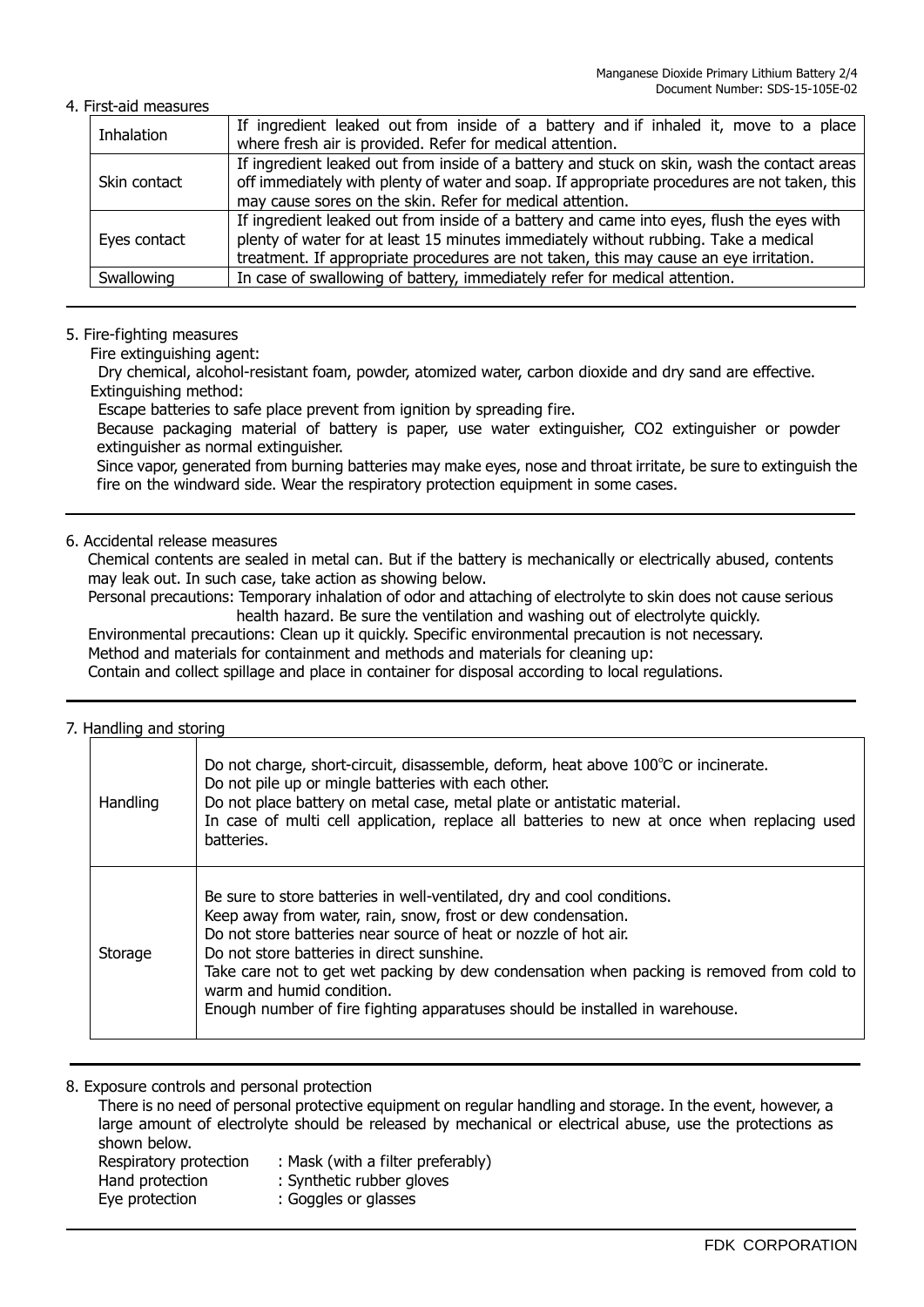## 4. First-aid measures

| Inhalation | If ingredient leaked out from inside of a battery and if inhaled it, move to a place where fresh air is provided. Refer for medical attention. |
|---|---|
| Skin contact | If ingredient leaked out from inside of a battery and stuck on skin, wash the contact areas off immediately with plenty of water and soap. If appropriate procedures are not taken, this may cause sores on the skin. Refer for medical attention. |
| Eyes contact | If ingredient leaked out from inside of a battery and came into eyes, flush the eyes with plenty of water for at least 15 minutes immediately without rubbing. Take a medical treatment. If appropriate procedures are not taken, this may cause an eye irritation. |
| Swallowing | In case of swallowing of battery, immediately refer for medical attention. |

## 5. Fire-fighting measures

Fire extinguishing agent:

Dry chemical, alcohol-resistant foam, powder, atomized water, carbon dioxide and dry sand are effective.

Extinguishing method:

Escape batteries to safe place prevent from ignition by spreading fire.

Because packaging material of battery is paper, use water extinguisher, CO2 extinguisher or powder extinguisher as normal extinguisher.

Since vapor, generated from burning batteries may make eyes, nose and throat irritate, be sure to extinguish the fire on the windward side. Wear the respiratory protection equipment in some cases.

## 6. Accidental release measures

Chemical contents are sealed in metal can. But if the battery is mechanically or electrically abused, contents may leak out. In such case, take action as showing below.

Personal precautions: Temporary inhalation of odor and attaching of electrolyte to skin does not cause serious health hazard. Be sure the ventilation and washing out of electrolyte quickly.

Environmental precautions: Clean up it quickly. Specific environmental precaution is not necessary.

Method and materials for containment and methods and materials for cleaning up:

Contain and collect spillage and place in container for disposal according to local regulations.

## 7. Handling and storing

| Handling | Do not charge, short-circuit, disassemble, deform, heat above 100℃ or incinerate.<br>Do not pile up or mingle batteries with each other.<br>Do not place battery on metal case, metal plate or antistatic material.<br>In case of multi cell application, replace all batteries to new at once when replacing used batteries. |
|---|---|
| Storage | Be sure to store batteries in well-ventilated, dry and cool conditions.<br>Keep away from water, rain, snow, frost or dew condensation.<br>Do not store batteries near source of heat or nozzle of hot air.<br>Do not store batteries in direct sunshine.<br>Take care not to get wet packing by dew condensation when packing is removed from cold to warm and humid condition.<br>Enough number of fire fighting apparatuses should be installed in warehouse. |

## 8. Exposure controls and personal protection

There is no need of personal protective equipment on regular handling and storage. In the event, however, a large amount of electrolyte should be released by mechanical or electrical abuse, use the protections as shown below.

Respiratory protection : Mask (with a filter preferably)
Hand protection : Synthetic rubber gloves
Eye protection : Goggles or glasses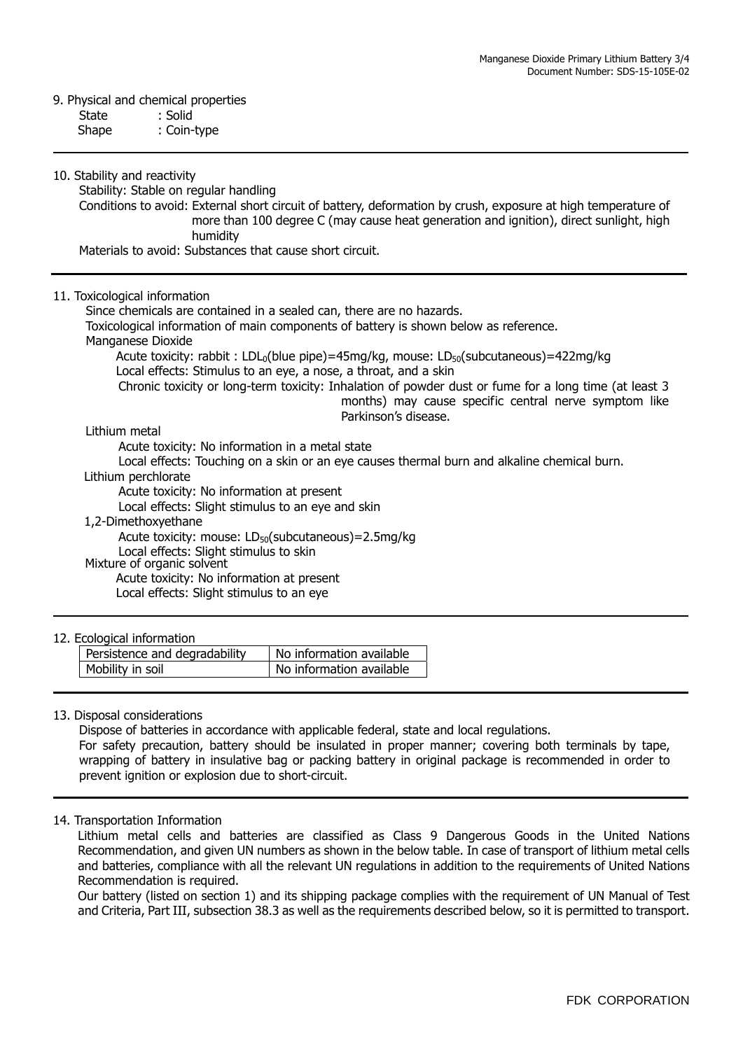## 9. Physical and chemical properties

State : Solid
Shape : Coin-type

## 10. Stability and reactivity

Stability: Stable on regular handling

Conditions to avoid: External short circuit of battery, deformation by crush, exposure at high temperature of more than 100 degree C (may cause heat generation and ignition), direct sunlight, high humidity

Materials to avoid: Substances that cause short circuit.

## 11. Toxicological information

Since chemicals are contained in a sealed can, there are no hazards.

Toxicological information of main components of battery is shown below as reference.

**Manganese Dioxide**

Acute toxicity: rabbit : $LDL_0$(blue pipe)=45mg/kg, mouse: $LD_{50}$(subcutaneous)=422mg/kg

Local effects: Stimulus to an eye, a nose, a throat, and a skin

Chronic toxicity or long-term toxicity: Inhalation of powder dust or fume for a long time (at least 3 months) may cause specific central nerve symptom like Parkinson's disease.

**Lithium metal**

Acute toxicity: No information in a metal state

Local effects: Touching on a skin or an eye causes thermal burn and alkaline chemical burn.

**Lithium perchlorate**

Acute toxicity: No information at present

Local effects: Slight stimulus to an eye and skin

**1,2-Dimethoxyethane**

Acute toxicity: mouse: $LD_{50}$(subcutaneous)=2.5mg/kg

Local effects: Slight stimulus to skin

**Mixture of organic solvent**

Acute toxicity: No information at present

Local effects: Slight stimulus to an eye

## 12. Ecological information

| Persistence and degradability | No information available |
|---|---|
| Mobility in soil | No information available |

## 13. Disposal considerations

Dispose of batteries in accordance with applicable federal, state and local regulations.

For safety precaution, battery should be insulated in proper manner; covering both terminals by tape, wrapping of battery in insulative bag or packing battery in original package is recommended in order to prevent ignition or explosion due to short-circuit.

## 14. Transportation Information

Lithium metal cells and batteries are classified as Class 9 Dangerous Goods in the United Nations Recommendation, and given UN numbers as shown in the below table. In case of transport of lithium metal cells and batteries, compliance with all the relevant UN regulations in addition to the requirements of United Nations Recommendation is required.

Our battery (listed on section 1) and its shipping package complies with the requirement of UN Manual of Test and Criteria, Part III, subsection 38.3 as well as the requirements described below, so it is permitted to transport.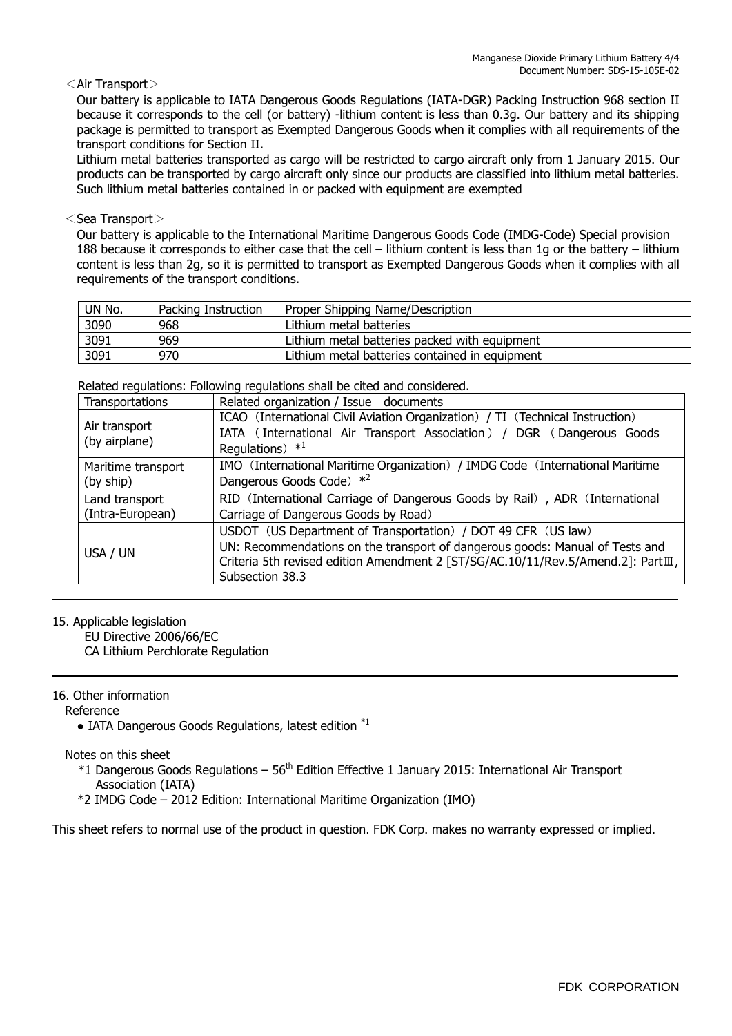＜Air Transport＞

Our battery is applicable to IATA Dangerous Goods Regulations (IATA-DGR) Packing Instruction 968 section II because it corresponds to the cell (or battery) -lithium content is less than 0.3g. Our battery and its shipping package is permitted to transport as Exempted Dangerous Goods when it complies with all requirements of the transport conditions for Section II.

Lithium metal batteries transported as cargo will be restricted to cargo aircraft only from 1 January 2015. Our products can be transported by cargo aircraft only since our products are classified into lithium metal batteries. Such lithium metal batteries contained in or packed with equipment are exempted

＜Sea Transport＞

Our battery is applicable to the International Maritime Dangerous Goods Code (IMDG-Code) Special provision 188 because it corresponds to either case that the cell – lithium content is less than 1g or the battery – lithium content is less than 2g, so it is permitted to transport as Exempted Dangerous Goods when it complies with all requirements of the transport conditions.

| UN No. | Packing Instruction | Proper Shipping Name/Description |
| --- | --- | --- |
| 3090 | 968 | Lithium metal batteries |
| 3091 | 969 | Lithium metal batteries packed with equipment |
| 3091 | 970 | Lithium metal batteries contained in equipment |

Related regulations: Following regulations shall be cited and considered.

| Transportations | Related organization / Issue documents |
| --- | --- |
| Air transport (by airplane) | ICAO（International Civil Aviation Organization）/ TI（Technical Instruction） IATA（International Air Transport Association）/ DGR（Dangerous Goods Regulations）*1 |
| Maritime transport (by ship) | IMO（International Maritime Organization）/ IMDG Code（International Maritime Dangerous Goods Code）*2 |
| Land transport (Intra-European) | RID（International Carriage of Dangerous Goods by Rail）, ADR（International Carriage of Dangerous Goods by Road） |
| USA / UN | USDOT（US Department of Transportation）/ DOT 49 CFR（US law） UN: Recommendations on the transport of dangerous goods: Manual of Tests and Criteria 5th revised edition Amendment 2 [ST/SG/AC.10/11/Rev.5/Amend.2]: PartⅢ, Subsection 38.3 |

## 15. Applicable legislation

EU Directive 2006/66/EC
CA Lithium Perchlorate Regulation

## 16. Other information

Reference

- IATA Dangerous Goods Regulations, latest edition *1

Notes on this sheet

*1 Dangerous Goods Regulations – 56th Edition Effective 1 January 2015: International Air Transport Association (IATA)

*2 IMDG Code – 2012 Edition: International Maritime Organization (IMO)

This sheet refers to normal use of the product in question. FDK Corp. makes no warranty expressed or implied.